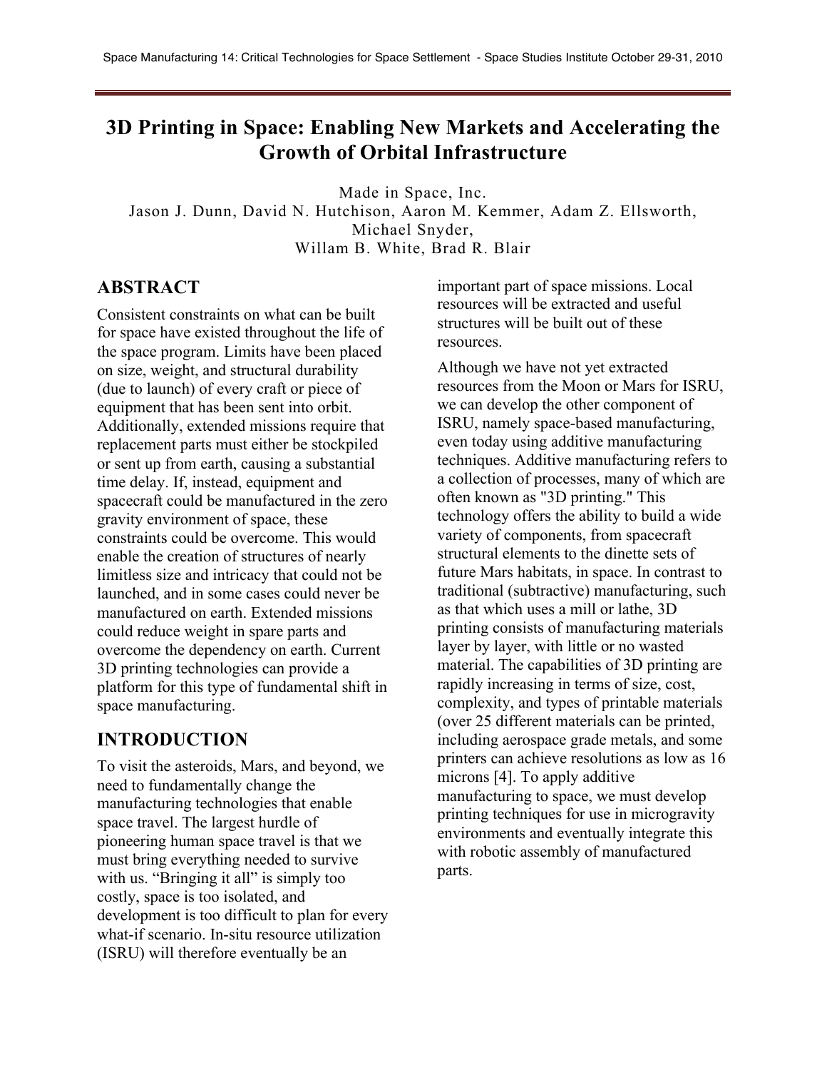# 3D Printing in Space: Enabling New Markets and Accelerating the Growth of Orbital Infrastructure

Made in Space, Inc.
Jason J. Dunn, David N. Hutchison, Aaron M. Kemmer, Adam Z. Ellsworth, Michael Snyder,
Willam B. White, Brad R. Blair

## ABSTRACT

Consistent constraints on what can be built for space have existed throughout the life of the space program. Limits have been placed on size, weight, and structural durability (due to launch) of every craft or piece of equipment that has been sent into orbit. Additionally, extended missions require that replacement parts must either be stockpiled or sent up from earth, causing a substantial time delay. If, instead, equipment and spacecraft could be manufactured in the zero gravity environment of space, these constraints could be overcome. This would enable the creation of structures of nearly limitless size and intricacy that could not be launched, and in some cases could never be manufactured on earth. Extended missions could reduce weight in spare parts and overcome the dependency on earth. Current 3D printing technologies can provide a platform for this type of fundamental shift in space manufacturing.

## INTRODUCTION

To visit the asteroids, Mars, and beyond, we need to fundamentally change the manufacturing technologies that enable space travel. The largest hurdle of pioneering human space travel is that we must bring everything needed to survive with us. “Bringing it all” is simply too costly, space is too isolated, and development is too difficult to plan for every what-if scenario. In-situ resource utilization (ISRU) will therefore eventually be an important part of space missions. Local resources will be extracted and useful structures will be built out of these resources.

Although we have not yet extracted resources from the Moon or Mars for ISRU, we can develop the other component of ISRU, namely space-based manufacturing, even today using additive manufacturing techniques. Additive manufacturing refers to a collection of processes, many of which are often known as "3D printing." This technology offers the ability to build a wide variety of components, from spacecraft structural elements to the dinette sets of future Mars habitats, in space. In contrast to traditional (subtractive) manufacturing, such as that which uses a mill or lathe, 3D printing consists of manufacturing materials layer by layer, with little or no wasted material. The capabilities of 3D printing are rapidly increasing in terms of size, cost, complexity, and types of printable materials (over 25 different materials can be printed, including aerospace grade metals, and some printers can achieve resolutions as low as 16 microns [4]. To apply additive manufacturing to space, we must develop printing techniques for use in microgravity environments and eventually integrate this with robotic assembly of manufactured parts.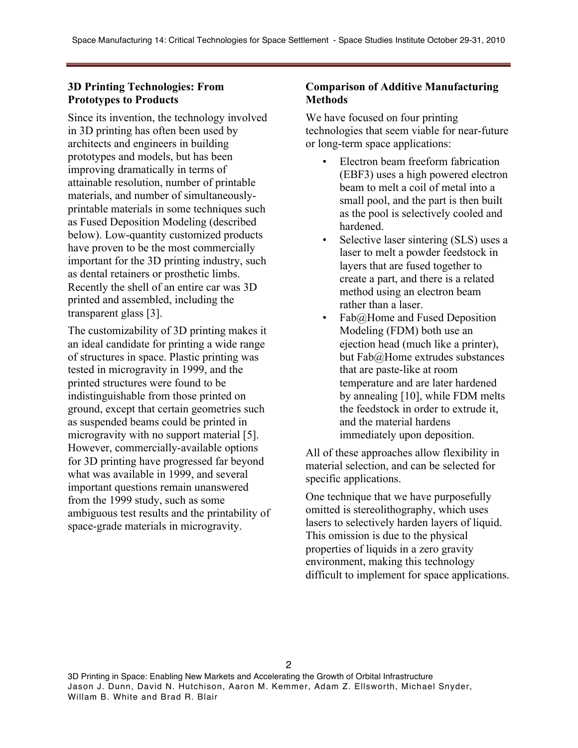### 3D Printing Technologies: From Prototypes to Products

Since its invention, the technology involved in 3D printing has often been used by architects and engineers in building prototypes and models, but has been improving dramatically in terms of attainable resolution, number of printable materials, and number of simultaneously-printable materials in some techniques such as Fused Deposition Modeling (described below). Low-quantity customized products have proven to be the most commercially important for the 3D printing industry, such as dental retainers or prosthetic limbs. Recently the shell of an entire car was 3D printed and assembled, including the transparent glass [3].

The customizability of 3D printing makes it an ideal candidate for printing a wide range of structures in space. Plastic printing was tested in microgravity in 1999, and the printed structures were found to be indistinguishable from those printed on ground, except that certain geometries such as suspended beams could be printed in microgravity with no support material [5]. However, commercially-available options for 3D printing have progressed far beyond what was available in 1999, and several important questions remain unanswered from the 1999 study, such as some ambiguous test results and the printability of space-grade materials in microgravity.

### Comparison of Additive Manufacturing Methods

We have focused on four printing technologies that seem viable for near-future or long-term space applications:

- Electron beam freeform fabrication (EBF3) uses a high powered electron beam to melt a coil of metal into a small pool, and the part is then built as the pool is selectively cooled and hardened.
- Selective laser sintering (SLS) uses a laser to melt a powder feedstock in layers that are fused together to create a part, and there is a related method using an electron beam rather than a laser.
- Fab@Home and Fused Deposition Modeling (FDM) both use an ejection head (much like a printer), but Fab@Home extrudes substances that are paste-like at room temperature and are later hardened by annealing [10], while FDM melts the feedstock in order to extrude it, and the material hardens immediately upon deposition.

All of these approaches allow flexibility in material selection, and can be selected for specific applications.

One technique that we have purposefully omitted is stereolithography, which uses lasers to selectively harden layers of liquid. This omission is due to the physical properties of liquids in a zero gravity environment, making this technology difficult to implement for space applications.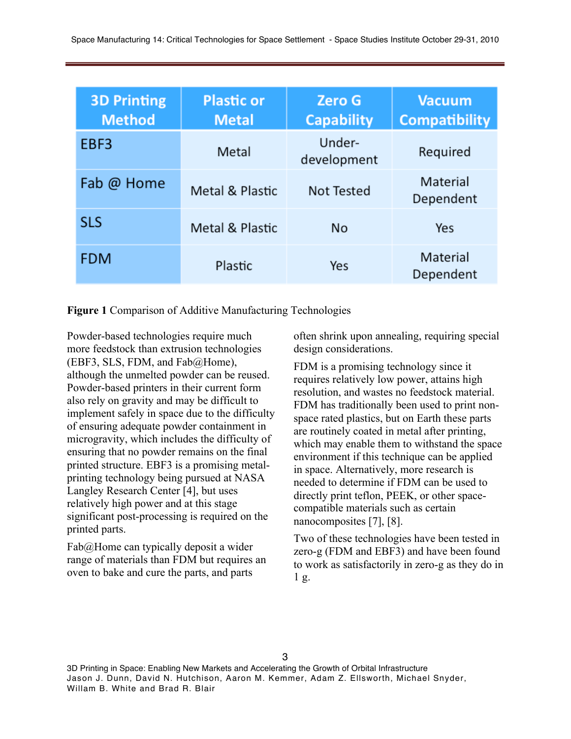| 3D Printing Method | Plastic or Metal | Zero G Capability | Vacuum Compatibility |
|---|---|---|---|
| EBF3 | Metal | Under-development | Required |
| Fab @ Home | Metal & Plastic | Not Tested | Material Dependent |
| SLS | Metal & Plastic | No | Yes |
| FDM | Plastic | Yes | Material Dependent |

**Figure 1** Comparison of Additive Manufacturing Technologies

Powder-based technologies require much more feedstock than extrusion technologies (EBF3, SLS, FDM, and Fab@Home), although the unmelted powder can be reused. Powder-based printers in their current form also rely on gravity and may be difficult to implement safely in space due to the difficulty of ensuring adequate powder containment in microgravity, which includes the difficulty of ensuring that no powder remains on the final printed structure. EBF3 is a promising metal-printing technology being pursued at NASA Langley Research Center [4], but uses relatively high power and at this stage significant post-processing is required on the printed parts.

Fab@Home can typically deposit a wider range of materials than FDM but requires an oven to bake and cure the parts, and parts often shrink upon annealing, requiring special design considerations.

FDM is a promising technology since it requires relatively low power, attains high resolution, and wastes no feedstock material. FDM has traditionally been used to print non-space rated plastics, but on Earth these parts are routinely coated in metal after printing, which may enable them to withstand the space environment if this technique can be applied in space. Alternatively, more research is needed to determine if FDM can be used to directly print teflon, PEEK, or other space-compatible materials such as certain nanocomposites [7], [8].

Two of these technologies have been tested in zero-g (FDM and EBF3) and have been found to work as satisfactorily in zero-g as they do in 1 g.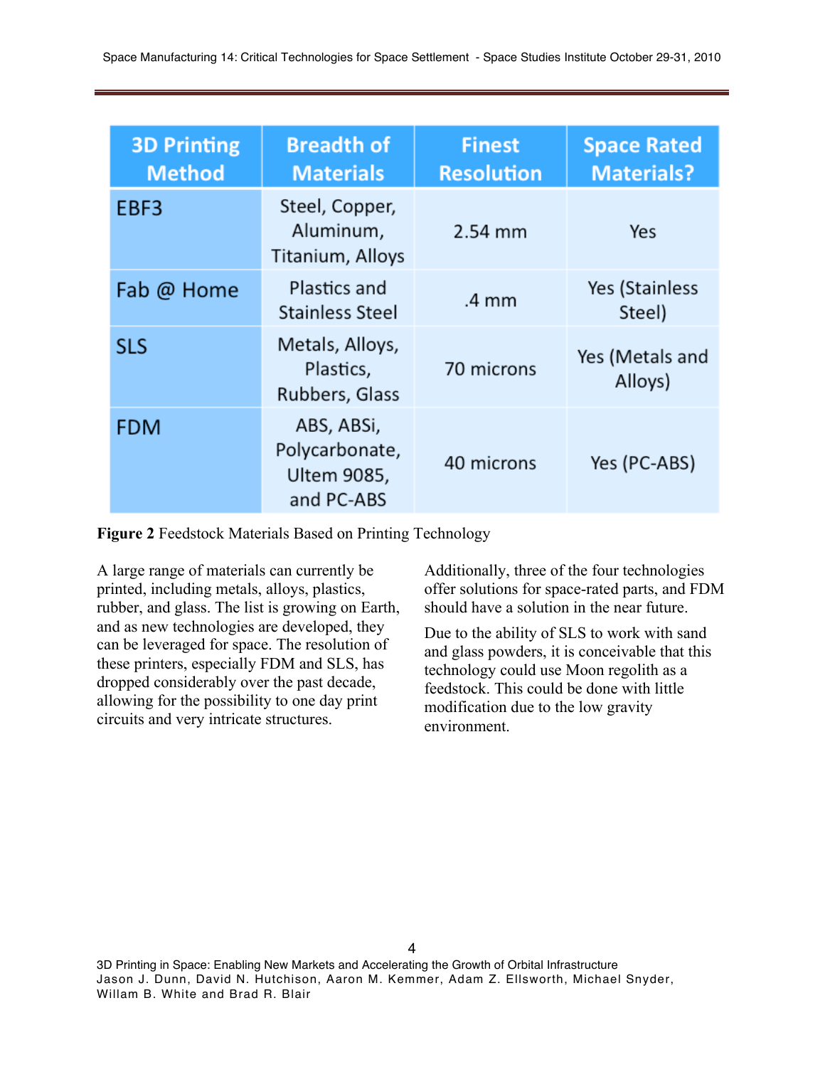| 3D Printing Method | Breadth of Materials | Finest Resolution | Space Rated Materials? |
| --- | --- | --- | --- |
| EBF3 | Steel, Copper, Aluminum, Titanium, Alloys | 2.54 mm | Yes |
| Fab @ Home | Plastics and Stainless Steel | .4 mm | Yes (Stainless Steel) |
| SLS | Metals, Alloys, Plastics, Rubbers, Glass | 70 microns | Yes (Metals and Alloys) |
| FDM | ABS, ABSi, Polycarbonate, Ultem 9085, and PC-ABS | 40 microns | Yes (PC-ABS) |

**Figure 2** Feedstock Materials Based on Printing Technology

A large range of materials can currently be printed, including metals, alloys, plastics, rubber, and glass. The list is growing on Earth, and as new technologies are developed, they can be leveraged for space. The resolution of these printers, especially FDM and SLS, has dropped considerably over the past decade, allowing for the possibility to one day print circuits and very intricate structures.

Additionally, three of the four technologies offer solutions for space-rated parts, and FDM should have a solution in the near future.

Due to the ability of SLS to work with sand and glass powders, it is conceivable that this technology could use Moon regolith as a feedstock. This could be done with little modification due to the low gravity environment.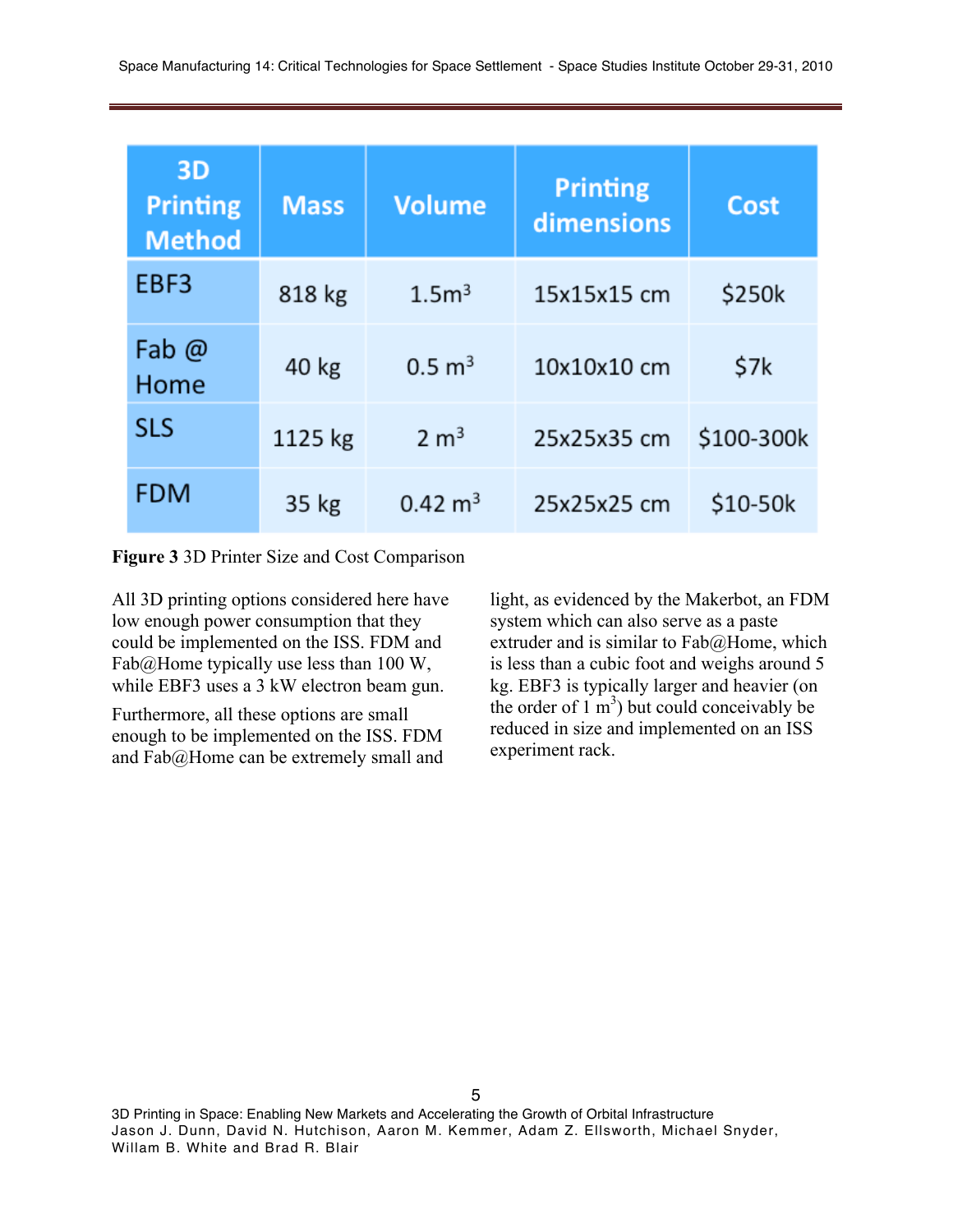| 3D Printing Method | Mass | Volume | Printing dimensions | Cost |
|---|---|---|---|---|
| EBF3 | 818 kg | $1.5 m^3$ | 15x15x15 cm | $250k |
| Fab @ Home | 40 kg | $0.5 m^3$ | 10x10x10 cm | $7k |
| SLS | 1125 kg | $2 m^3$ | 25x25x35 cm | $100-300k |
| FDM | 35 kg | $0.42 m^3$ | 25x25x25 cm | $10-50k |

**Figure 3** 3D Printer Size and Cost Comparison

All 3D printing options considered here have low enough power consumption that they could be implemented on the ISS. FDM and Fab@Home typically use less than 100 W, while EBF3 uses a 3 kW electron beam gun.

Furthermore, all these options are small enough to be implemented on the ISS. FDM and Fab@Home can be extremely small and light, as evidenced by the Makerbot, an FDM system which can also serve as a paste extruder and is similar to Fab@Home, which is less than a cubic foot and weighs around 5 kg. EBF3 is typically larger and heavier (on the order of 1 $m^3$) but could conceivably be reduced in size and implemented on an ISS experiment rack.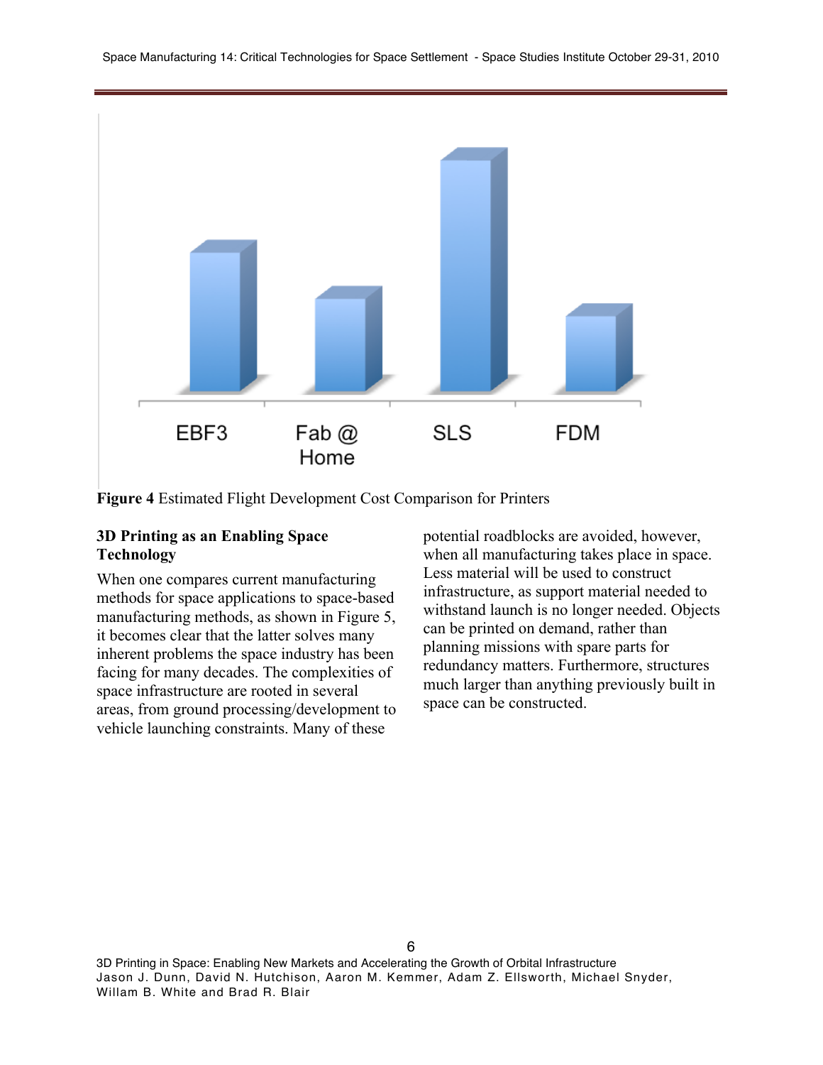EBF3

Fab @ Home

SLS

FDM

**Figure 4** Estimated Flight Development Cost Comparison for Printers

### 3D Printing as an Enabling Space Technology

When one compares current manufacturing methods for space applications to space-based manufacturing methods, as shown in Figure 5, it becomes clear that the latter solves many inherent problems the space industry has been facing for many decades. The complexities of space infrastructure are rooted in several areas, from ground processing/development to vehicle launching constraints. Many of these potential roadblocks are avoided, however, when all manufacturing takes place in space. Less material will be used to construct infrastructure, as support material needed to withstand launch is no longer needed. Objects can be printed on demand, rather than planning missions with spare parts for redundancy matters. Furthermore, structures much larger than anything previously built in space can be constructed.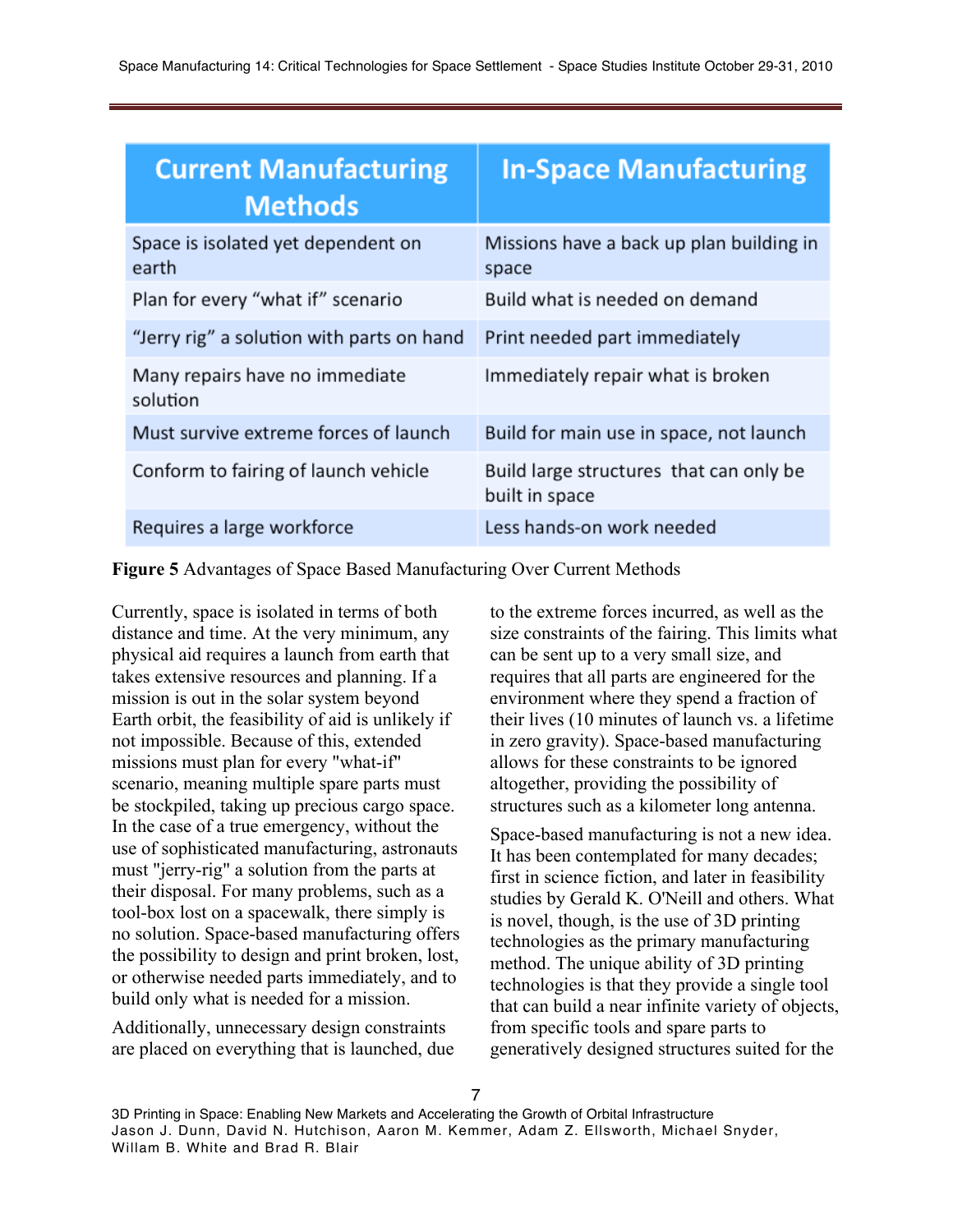| Current Manufacturing Methods | In-Space Manufacturing |
|---|---|
| Space is isolated yet dependent on earth | Missions have a back up plan building in space |
| Plan for every “what if” scenario | Build what is needed on demand |
| “Jerry rig” a solution with parts on hand | Print needed part immediately |
| Many repairs have no immediate solution | Immediately repair what is broken |
| Must survive extreme forces of launch | Build for main use in space, not launch |
| Conform to fairing of launch vehicle | Build large structures that can only be built in space |
| Requires a large workforce | Less hands-on work needed |

**Figure 5** Advantages of Space Based Manufacturing Over Current Methods

Currently, space is isolated in terms of both distance and time. At the very minimum, any physical aid requires a launch from earth that takes extensive resources and planning. If a mission is out in the solar system beyond Earth orbit, the feasibility of aid is unlikely if not impossible. Because of this, extended missions must plan for every "what-if" scenario, meaning multiple spare parts must be stockpiled, taking up precious cargo space. In the case of a true emergency, without the use of sophisticated manufacturing, astronauts must "jerry-rig" a solution from the parts at their disposal. For many problems, such as a tool-box lost on a spacewalk, there simply is no solution. Space-based manufacturing offers the possibility to design and print broken, lost, or otherwise needed parts immediately, and to build only what is needed for a mission.

Additionally, unnecessary design constraints are placed on everything that is launched, due to the extreme forces incurred, as well as the size constraints of the fairing. This limits what can be sent up to a very small size, and requires that all parts are engineered for the environment where they spend a fraction of their lives (10 minutes of launch vs. a lifetime in zero gravity). Space-based manufacturing allows for these constraints to be ignored altogether, providing the possibility of structures such as a kilometer long antenna.

Space-based manufacturing is not a new idea. It has been contemplated for many decades; first in science fiction, and later in feasibility studies by Gerald K. O'Neill and others. What is novel, though, is the use of 3D printing technologies as the primary manufacturing method. The unique ability of 3D printing technologies is that they provide a single tool that can build a near infinite variety of objects, from specific tools and spare parts to generatively designed structures suited for the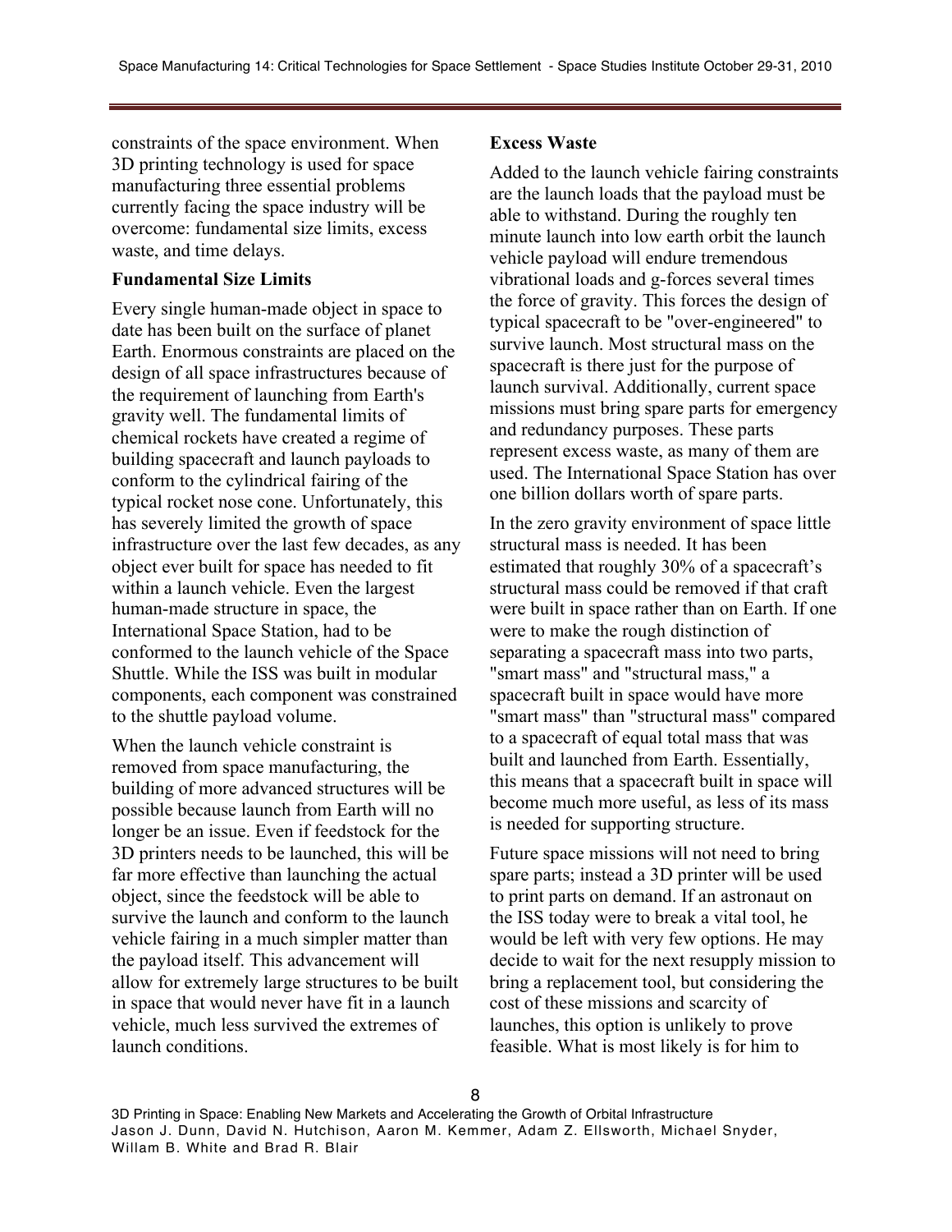constraints of the space environment. When 3D printing technology is used for space manufacturing three essential problems currently facing the space industry will be overcome: fundamental size limits, excess waste, and time delays.

**Fundamental Size Limits**

Every single human-made object in space to date has been built on the surface of planet Earth. Enormous constraints are placed on the design of all space infrastructures because of the requirement of launching from Earth's gravity well. The fundamental limits of chemical rockets have created a regime of building spacecraft and launch payloads to conform to the cylindrical fairing of the typical rocket nose cone. Unfortunately, this has severely limited the growth of space infrastructure over the last few decades, as any object ever built for space has needed to fit within a launch vehicle. Even the largest human-made structure in space, the International Space Station, had to be conformed to the launch vehicle of the Space Shuttle. While the ISS was built in modular components, each component was constrained to the shuttle payload volume.

When the launch vehicle constraint is removed from space manufacturing, the building of more advanced structures will be possible because launch from Earth will no longer be an issue. Even if feedstock for the 3D printers needs to be launched, this will be far more effective than launching the actual object, since the feedstock will be able to survive the launch and conform to the launch vehicle fairing in a much simpler matter than the payload itself. This advancement will allow for extremely large structures to be built in space that would never have fit in a launch vehicle, much less survived the extremes of launch conditions.

**Excess Waste**

Added to the launch vehicle fairing constraints are the launch loads that the payload must be able to withstand. During the roughly ten minute launch into low earth orbit the launch vehicle payload will endure tremendous vibrational loads and g-forces several times the force of gravity. This forces the design of typical spacecraft to be "over-engineered" to survive launch. Most structural mass on the spacecraft is there just for the purpose of launch survival. Additionally, current space missions must bring spare parts for emergency and redundancy purposes. These parts represent excess waste, as many of them are used. The International Space Station has over one billion dollars worth of spare parts.

In the zero gravity environment of space little structural mass is needed. It has been estimated that roughly 30% of a spacecraft's structural mass could be removed if that craft were built in space rather than on Earth. If one were to make the rough distinction of separating a spacecraft mass into two parts, "smart mass" and "structural mass," a spacecraft built in space would have more "smart mass" than "structural mass" compared to a spacecraft of equal total mass that was built and launched from Earth. Essentially, this means that a spacecraft built in space will become much more useful, as less of its mass is needed for supporting structure.

Future space missions will not need to bring spare parts; instead a 3D printer will be used to print parts on demand. If an astronaut on the ISS today were to break a vital tool, he would be left with very few options. He may decide to wait for the next resupply mission to bring a replacement tool, but considering the cost of these missions and scarcity of launches, this option is unlikely to prove feasible. What is most likely is for him to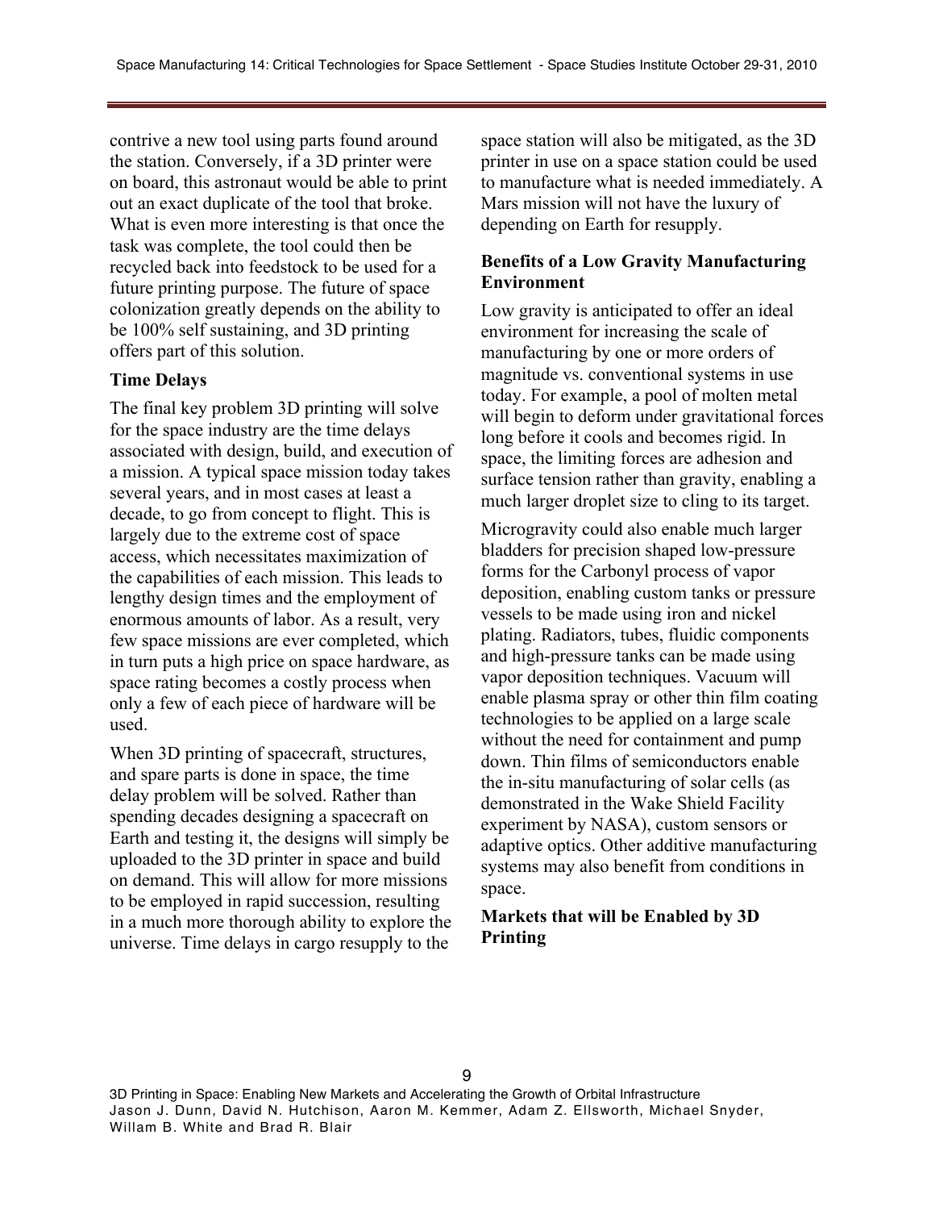contrive a new tool using parts found around the station. Conversely, if a 3D printer were on board, this astronaut would be able to print out an exact duplicate of the tool that broke. What is even more interesting is that once the task was complete, the tool could then be recycled back into feedstock to be used for a future printing purpose. The future of space colonization greatly depends on the ability to be 100% self sustaining, and 3D printing offers part of this solution.

### Time Delays

The final key problem 3D printing will solve for the space industry are the time delays associated with design, build, and execution of a mission. A typical space mission today takes several years, and in most cases at least a decade, to go from concept to flight. This is largely due to the extreme cost of space access, which necessitates maximization of the capabilities of each mission. This leads to lengthy design times and the employment of enormous amounts of labor. As a result, very few space missions are ever completed, which in turn puts a high price on space hardware, as space rating becomes a costly process when only a few of each piece of hardware will be used.

When 3D printing of spacecraft, structures, and spare parts is done in space, the time delay problem will be solved. Rather than spending decades designing a spacecraft on Earth and testing it, the designs will simply be uploaded to the 3D printer in space and build on demand. This will allow for more missions to be employed in rapid succession, resulting in a much more thorough ability to explore the universe. Time delays in cargo resupply to the space station will also be mitigated, as the 3D printer in use on a space station could be used to manufacture what is needed immediately. A Mars mission will not have the luxury of depending on Earth for resupply.

### Benefits of a Low Gravity Manufacturing Environment

Low gravity is anticipated to offer an ideal environment for increasing the scale of manufacturing by one or more orders of magnitude vs. conventional systems in use today. For example, a pool of molten metal will begin to deform under gravitational forces long before it cools and becomes rigid. In space, the limiting forces are adhesion and surface tension rather than gravity, enabling a much larger droplet size to cling to its target.

Microgravity could also enable much larger bladders for precision shaped low-pressure forms for the Carbonyl process of vapor deposition, enabling custom tanks or pressure vessels to be made using iron and nickel plating. Radiators, tubes, fluidic components and high-pressure tanks can be made using vapor deposition techniques. Vacuum will enable plasma spray or other thin film coating technologies to be applied on a large scale without the need for containment and pump down. Thin films of semiconductors enable the in-situ manufacturing of solar cells (as demonstrated in the Wake Shield Facility experiment by NASA), custom sensors or adaptive optics. Other additive manufacturing systems may also benefit from conditions in space.

### Markets that will be Enabled by 3D Printing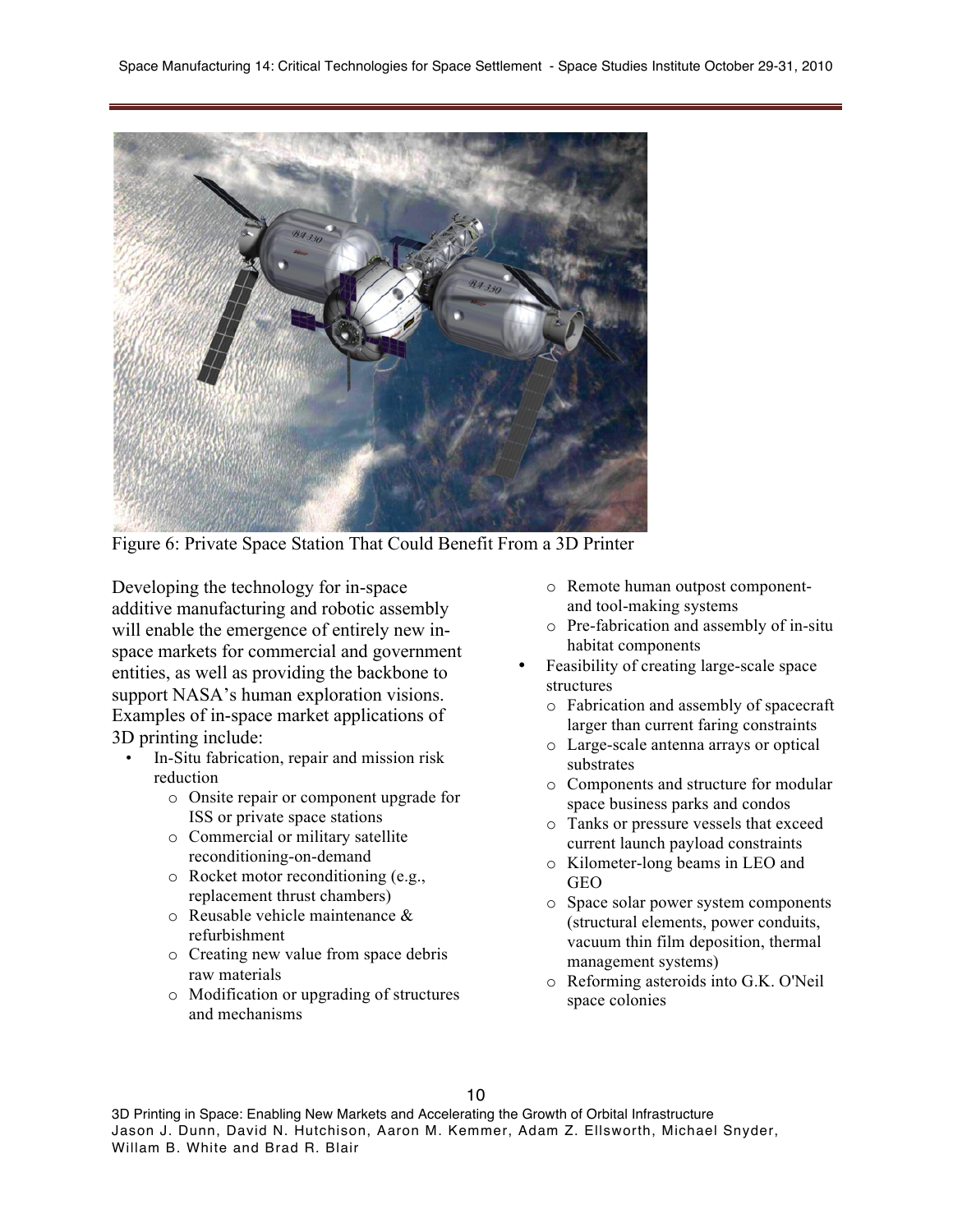Figure 6: Private Space Station That Could Benefit From a 3D Printer

Developing the technology for in-space additive manufacturing and robotic assembly will enable the emergence of entirely new in-space markets for commercial and government entities, as well as providing the backbone to support NASA's human exploration visions. Examples of in-space market applications of 3D printing include:

- In-Situ fabrication, repair and mission risk reduction
  - Onsite repair or component upgrade for ISS or private space stations
  - Commercial or military satellite reconditioning-on-demand
  - Rocket motor reconditioning (e.g., replacement thrust chambers)
  - Reusable vehicle maintenance & refurbishment
  - Creating new value from space debris raw materials
  - Modification or upgrading of structures and mechanisms
  - Remote human outpost component- and tool-making systems
  - Pre-fabrication and assembly of in-situ habitat components
- Feasibility of creating large-scale space structures
  - Fabrication and assembly of spacecraft larger than current faring constraints
  - Large-scale antenna arrays or optical substrates
  - Components and structure for modular space business parks and condos
  - Tanks or pressure vessels that exceed current launch payload constraints
  - Kilometer-long beams in LEO and GEO
  - Space solar power system components (structural elements, power conduits, vacuum thin film deposition, thermal management systems)
  - Reforming asteroids into G.K. O'Neil space colonies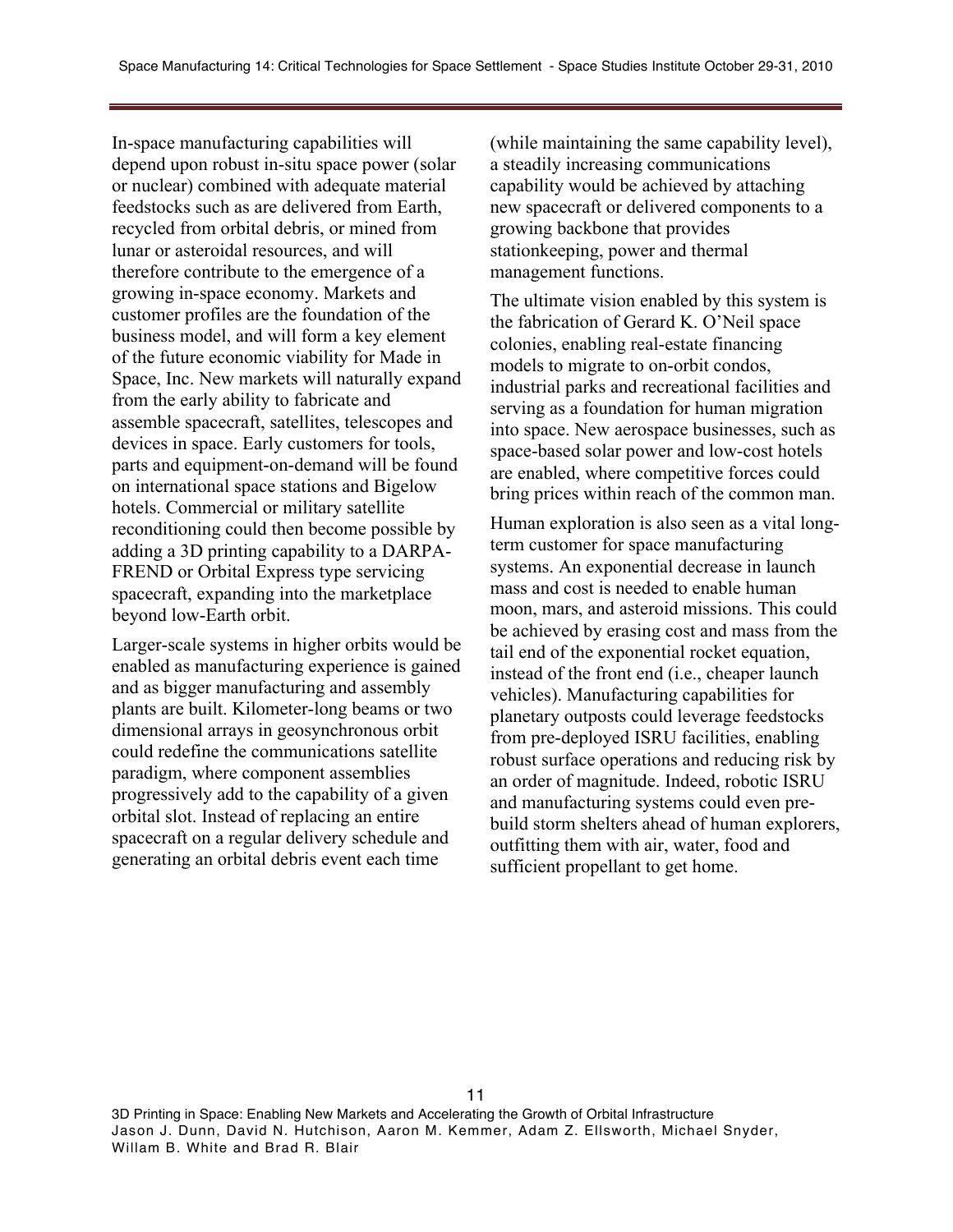In-space manufacturing capabilities will depend upon robust in-situ space power (solar or nuclear) combined with adequate material feedstocks such as are delivered from Earth, recycled from orbital debris, or mined from lunar or asteroidal resources, and will therefore contribute to the emergence of a growing in-space economy. Markets and customer profiles are the foundation of the business model, and will form a key element of the future economic viability for Made in Space, Inc. New markets will naturally expand from the early ability to fabricate and assemble spacecraft, satellites, telescopes and devices in space. Early customers for tools, parts and equipment-on-demand will be found on international space stations and Bigelow hotels. Commercial or military satellite reconditioning could then become possible by adding a 3D printing capability to a DARPA-FREND or Orbital Express type servicing spacecraft, expanding into the marketplace beyond low-Earth orbit.

Larger-scale systems in higher orbits would be enabled as manufacturing experience is gained and as bigger manufacturing and assembly plants are built. Kilometer-long beams or two dimensional arrays in geosynchronous orbit could redefine the communications satellite paradigm, where component assemblies progressively add to the capability of a given orbital slot. Instead of replacing an entire spacecraft on a regular delivery schedule and generating an orbital debris event each time (while maintaining the same capability level), a steadily increasing communications capability would be achieved by attaching new spacecraft or delivered components to a growing backbone that provides stationkeeping, power and thermal management functions.

The ultimate vision enabled by this system is the fabrication of Gerard K. O'Neil space colonies, enabling real-estate financing models to migrate to on-orbit condos, industrial parks and recreational facilities and serving as a foundation for human migration into space. New aerospace businesses, such as space-based solar power and low-cost hotels are enabled, where competitive forces could bring prices within reach of the common man.

Human exploration is also seen as a vital long-term customer for space manufacturing systems. An exponential decrease in launch mass and cost is needed to enable human moon, mars, and asteroid missions. This could be achieved by erasing cost and mass from the tail end of the exponential rocket equation, instead of the front end (i.e., cheaper launch vehicles). Manufacturing capabilities for planetary outposts could leverage feedstocks from pre-deployed ISRU facilities, enabling robust surface operations and reducing risk by an order of magnitude. Indeed, robotic ISRU and manufacturing systems could even pre-build storm shelters ahead of human explorers, outfitting them with air, water, food and sufficient propellant to get home.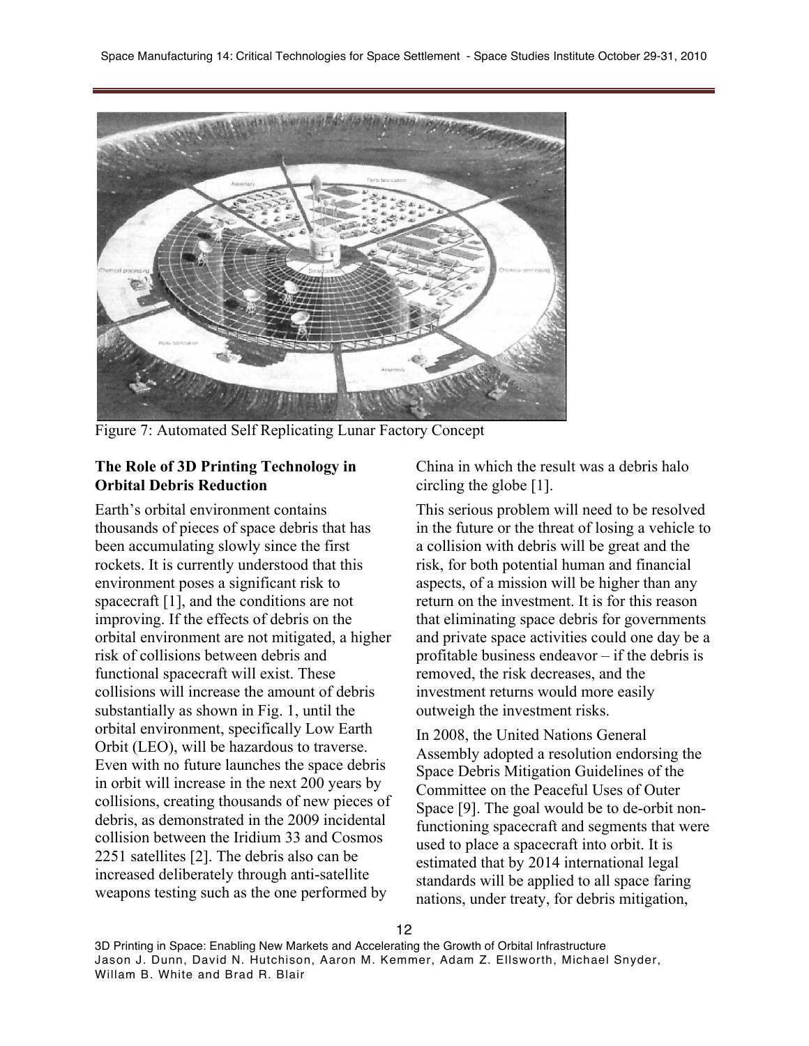Figure 7: Automated Self Replicating Lunar Factory Concept

### The Role of 3D Printing Technology in Orbital Debris Reduction

Earth's orbital environment contains thousands of pieces of space debris that has been accumulating slowly since the first rockets. It is currently understood that this environment poses a significant risk to spacecraft [1], and the conditions are not improving. If the effects of debris on the orbital environment are not mitigated, a higher risk of collisions between debris and functional spacecraft will exist. These collisions will increase the amount of debris substantially as shown in Fig. 1, until the orbital environment, specifically Low Earth Orbit (LEO), will be hazardous to traverse. Even with no future launches the space debris in orbit will increase in the next 200 years by collisions, creating thousands of new pieces of debris, as demonstrated in the 2009 incidental collision between the Iridium 33 and Cosmos 2251 satellites [2]. The debris also can be increased deliberately through anti-satellite weapons testing such as the one performed by China in which the result was a debris halo circling the globe [1].

This serious problem will need to be resolved in the future or the threat of losing a vehicle to a collision with debris will be great and the risk, for both potential human and financial aspects, of a mission will be higher than any return on the investment. It is for this reason that eliminating space debris for governments and private space activities could one day be a profitable business endeavor – if the debris is removed, the risk decreases, and the investment returns would more easily outweigh the investment risks.

In 2008, the United Nations General Assembly adopted a resolution endorsing the Space Debris Mitigation Guidelines of the Committee on the Peaceful Uses of Outer Space [9]. The goal would be to de-orbit non-functioning spacecraft and segments that were used to place a spacecraft into orbit. It is estimated that by 2014 international legal standards will be applied to all space faring nations, under treaty, for debris mitigation,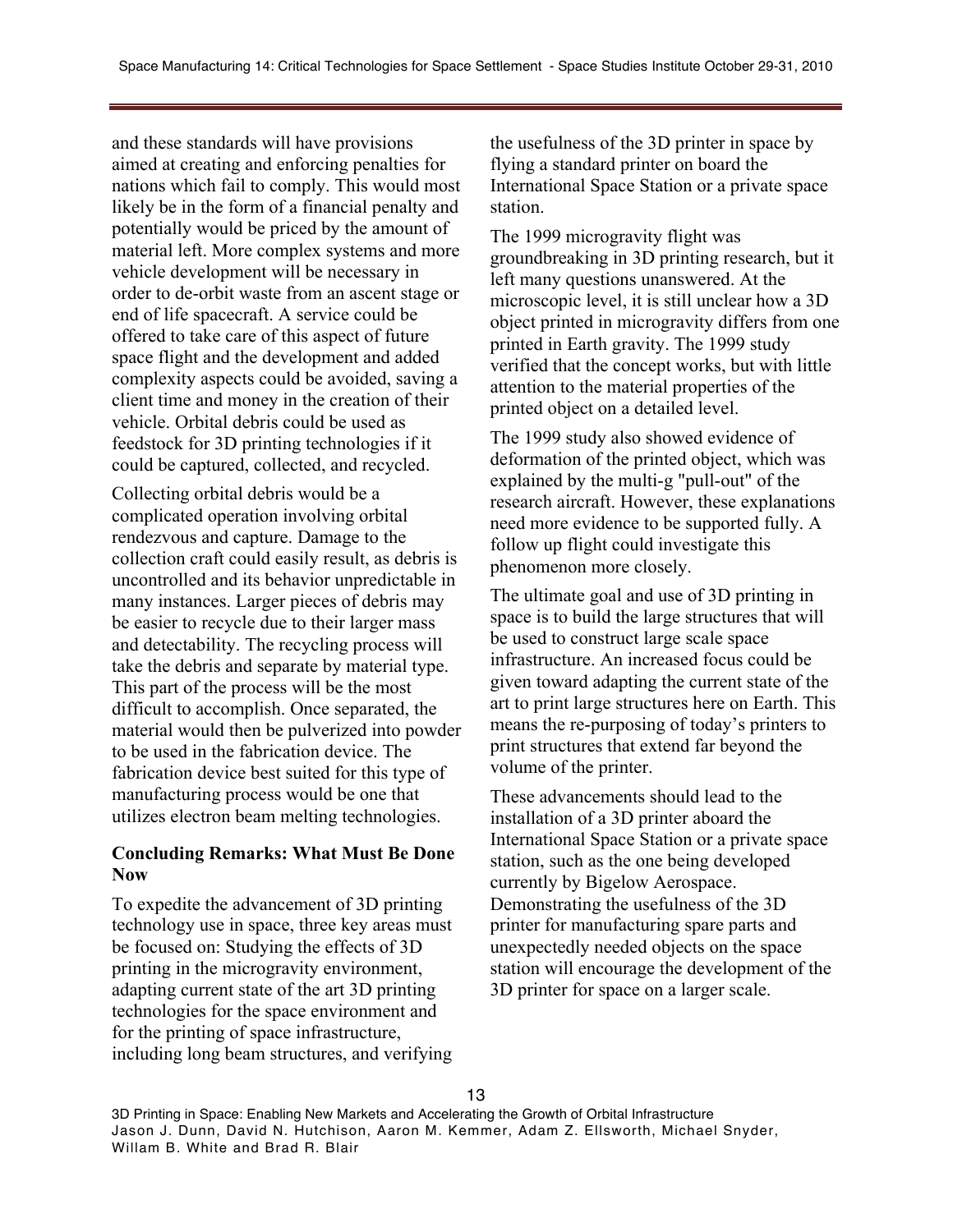and these standards will have provisions aimed at creating and enforcing penalties for nations which fail to comply. This would most likely be in the form of a financial penalty and potentially would be priced by the amount of material left. More complex systems and more vehicle development will be necessary in order to de-orbit waste from an ascent stage or end of life spacecraft. A service could be offered to take care of this aspect of future space flight and the development and added complexity aspects could be avoided, saving a client time and money in the creation of their vehicle. Orbital debris could be used as feedstock for 3D printing technologies if it could be captured, collected, and recycled.

Collecting orbital debris would be a complicated operation involving orbital rendezvous and capture. Damage to the collection craft could easily result, as debris is uncontrolled and its behavior unpredictable in many instances. Larger pieces of debris may be easier to recycle due to their larger mass and detectability. The recycling process will take the debris and separate by material type. This part of the process will be the most difficult to accomplish. Once separated, the material would then be pulverized into powder to be used in the fabrication device. The fabrication device best suited for this type of manufacturing process would be one that utilizes electron beam melting technologies.

### Concluding Remarks: What Must Be Done Now

To expedite the advancement of 3D printing technology use in space, three key areas must be focused on: Studying the effects of 3D printing in the microgravity environment, adapting current state of the art 3D printing technologies for the space environment and for the printing of space infrastructure, including long beam structures, and verifying the usefulness of the 3D printer in space by flying a standard printer on board the International Space Station or a private space station.

The 1999 microgravity flight was groundbreaking in 3D printing research, but it left many questions unanswered. At the microscopic level, it is still unclear how a 3D object printed in microgravity differs from one printed in Earth gravity. The 1999 study verified that the concept works, but with little attention to the material properties of the printed object on a detailed level.

The 1999 study also showed evidence of deformation of the printed object, which was explained by the multi-g "pull-out" of the research aircraft. However, these explanations need more evidence to be supported fully. A follow up flight could investigate this phenomenon more closely.

The ultimate goal and use of 3D printing in space is to build the large structures that will be used to construct large scale space infrastructure. An increased focus could be given toward adapting the current state of the art to print large structures here on Earth. This means the re-purposing of today's printers to print structures that extend far beyond the volume of the printer.

These advancements should lead to the installation of a 3D printer aboard the International Space Station or a private space station, such as the one being developed currently by Bigelow Aerospace. Demonstrating the usefulness of the 3D printer for manufacturing spare parts and unexpectedly needed objects on the space station will encourage the development of the 3D printer for space on a larger scale.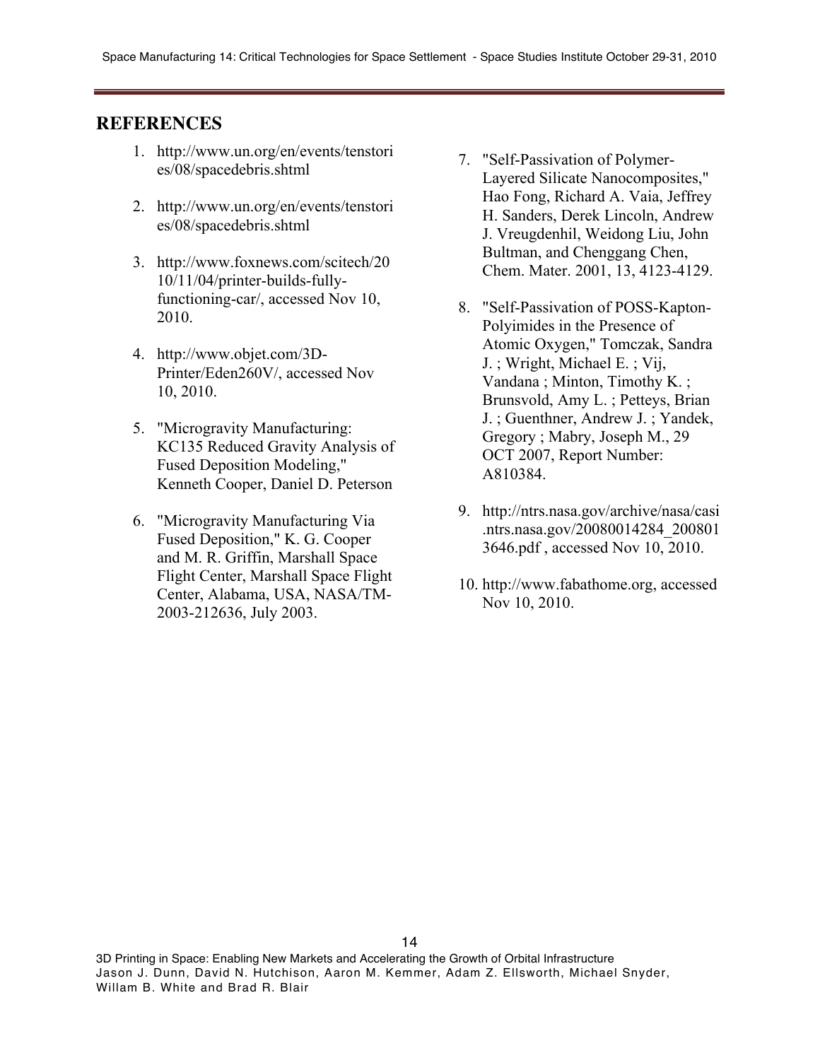## REFERENCES

1. http://www.un.org/en/events/tenstories/08/spacedebris.shtml

2. http://www.un.org/en/events/tenstories/08/spacedebris.shtml

3. http://www.foxnews.com/scitech/2010/11/04/printer-builds-fully-functioning-car/, accessed Nov 10, 2010.

4. http://www.objet.com/3D-Printer/Eden260V/, accessed Nov 10, 2010.

5. "Microgravity Manufacturing: KC135 Reduced Gravity Analysis of Fused Deposition Modeling," Kenneth Cooper, Daniel D. Peterson

6. "Microgravity Manufacturing Via Fused Deposition," K. G. Cooper and M. R. Griffin, Marshall Space Flight Center, Marshall Space Flight Center, Alabama, USA, NASA/TM-2003-212636, July 2003.

7. "Self-Passivation of Polymer-Layered Silicate Nanocomposites," Hao Fong, Richard A. Vaia, Jeffrey H. Sanders, Derek Lincoln, Andrew J. Vreugdenhil, Weidong Liu, John Bultman, and Chenggang Chen, Chem. Mater. 2001, 13, 4123-4129.

8. "Self-Passivation of POSS-Kapton-Polyimides in the Presence of Atomic Oxygen," Tomczak, Sandra J. ; Wright, Michael E. ; Vij, Vandana ; Minton, Timothy K. ; Brunsvold, Amy L. ; Petteys, Brian J. ; Guenthner, Andrew J. ; Yandek, Gregory ; Mabry, Joseph M., 29 OCT 2007, Report Number: A810384.

9. http://ntrs.nasa.gov/archive/nasa/casi.ntrs.nasa.gov/20080014284_2008013646.pdf , accessed Nov 10, 2010.

10. http://www.fabathome.org, accessed Nov 10, 2010.